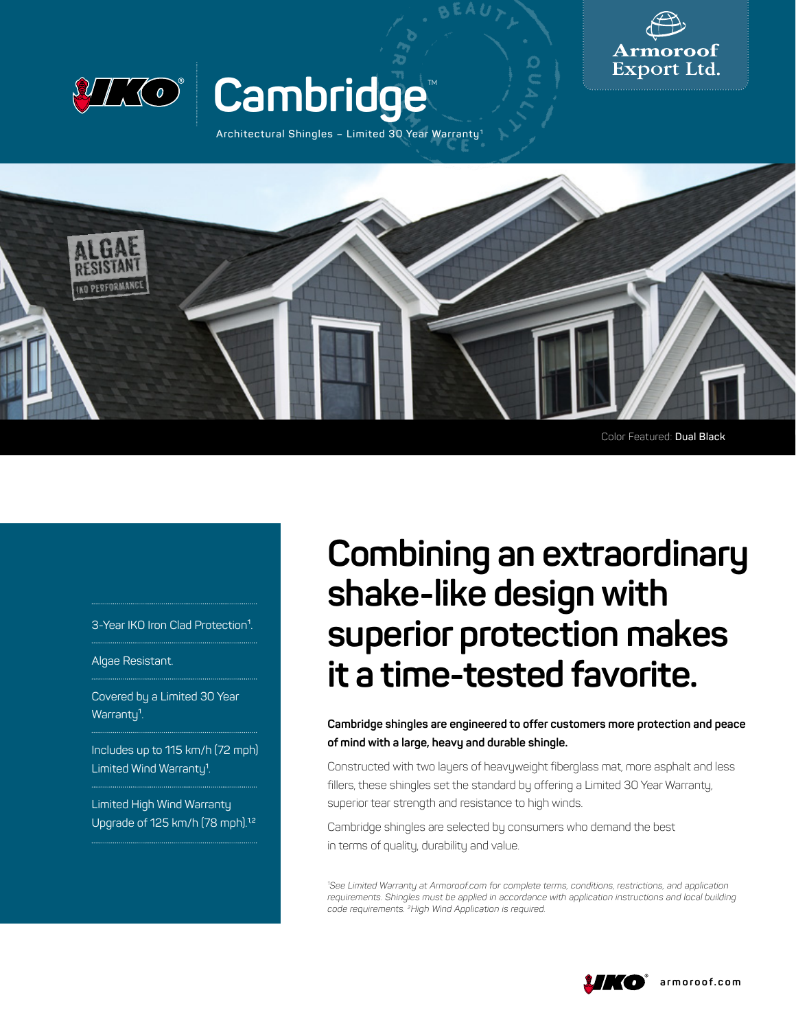# Cambridge™

Architectural Shingles – Limited 30 Year Warranty[1]

Armoroof Export Ltd.

ALGAE RESISTANT
IKO PERFORMANCE

Color Featured: **Dual Black**

- 3-Year IKO Iron Clad Protection[1].
- Algae Resistant.
- Covered by a Limited 30 Year Warranty[1].
- Includes up to 115 km/h (72 mph) Limited Wind Warranty[1].
- Limited High Wind Warranty Upgrade of 125 km/h (78 mph).[1,2]

## Combining an extraordinary shake-like design with superior protection makes it a time-tested favorite.

**Cambridge shingles are engineered to offer customers more protection and peace of mind with a large, heavy and durable shingle.**

Constructed with two layers of heavyweight fiberglass mat, more asphalt and less fillers, these shingles set the standard by offering a Limited 30 Year Warranty, superior tear strength and resistance to high winds.

Cambridge shingles are selected by consumers who demand the best in terms of quality, durability and value.

*[1]See Limited Warranty at Armoroof.com for complete terms, conditions, restrictions, and application requirements. Shingles must be applied in accordance with application instructions and local building code requirements. [2]High Wind Application is required.*

armoroof.com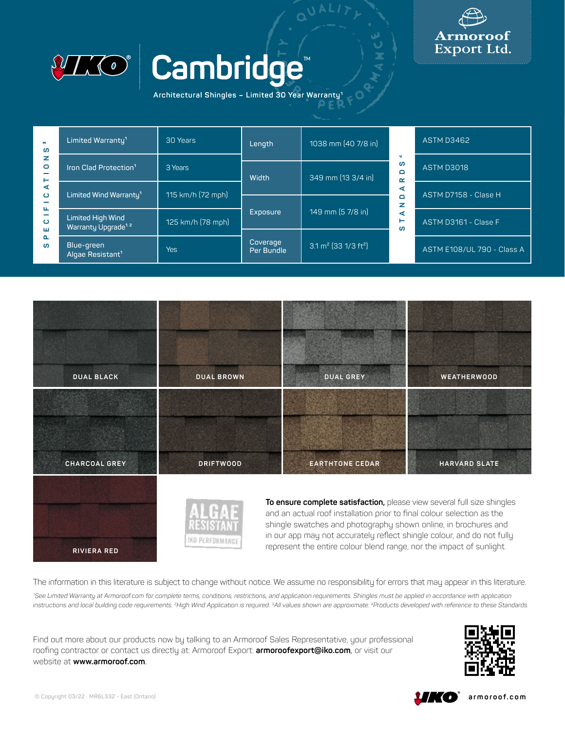Armoroof Export Ltd.

# Cambridge™

Architectural Shingles – Limited 30 Year Warranty[1]

| SPECIFICATIONS[3] | | | | STANDARDS[4] |
|---|---|---|---|---|
| Limited Warranty[1] | 30 Years | Length | 1038 mm (40 7/8 in) | ASTM D3462 |
| Iron Clad Protection[1] | 3 Years | Width | 349 mm (13 3/4 in) | ASTM D3018 |
| Limited Wind Warranty[1] | 115 km/h (72 mph) | Exposure | 149 mm (5 7/8 in) | ASTM D7158 - Clase H |
| Limited High Wind Warranty Upgrade[1,2] | 125 km/h (78 mph) | Coverage Per Bundle | 3.1 m² (33 1/3 ft²) | ASTM D3161 - Clase F |
| Blue-green Algae Resistant[1] | Yes | | | ASTM E108/UL 790 - Class A |

DUAL BLACK

DUAL BROWN

DUAL GREY

WEATHERWOOD

CHARCOAL GREY

DRIFTWOOD

EARTHTONE CEDAR

HARVARD SLATE

RIVIERA RED

ALGAE RESISTANT IKO PERFORMANCE

**To ensure complete satisfaction,** please view several full size shingles and an actual roof installation prior to final colour selection as the shingle swatches and photography shown online, in brochures and in our app may not accurately reflect shingle colour, and do not fully represent the entire colour blend range, nor the impact of sunlight.

The information in this literature is subject to change without notice. We assume no responsibility for errors that may appear in this literature.

*[1]See Limited Warranty at Armoroof.com for complete terms, conditions, restrictions, and application requirements. Shingles must be applied in accordance with application instructions and local building code requirements. [2]High Wind Application is required. [3]All values shown are approximate. [4]Products developed with reference to these Standards.*

Find out more about our products now by talking to an Armoroof Sales Representative, your professional roofing contractor or contact us directly at: Armoroof Export: **armoroofexport@iko.com**, or visit our website at **www.armoroof.com**.

© Copyright 03/22 · MR6L332 - East (Ontario)

armoroof.com